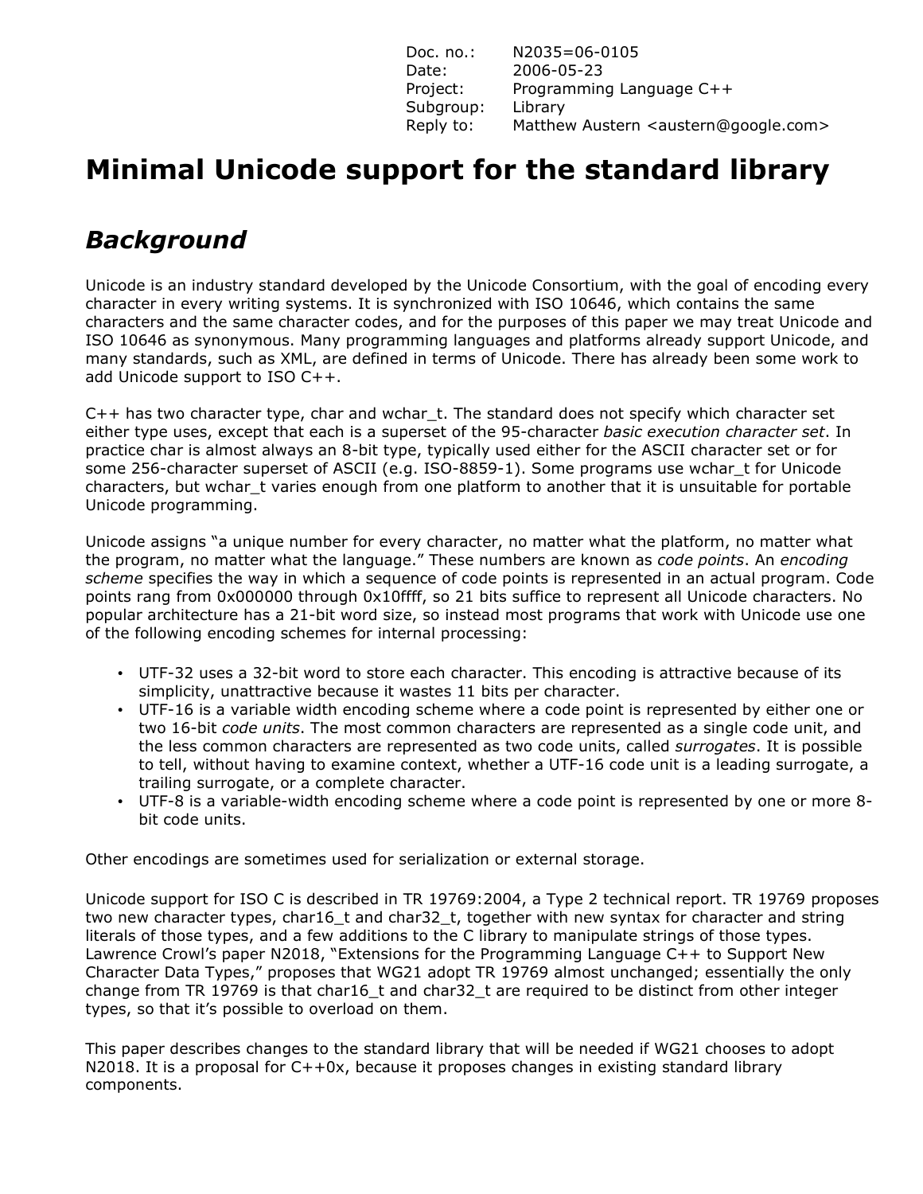| Doc. no.: | N2035=06-0105 |
|---|---|
| Date: | 2006-05-23 |
| Project: | Programming Language C++ |
| Subgroup: | Library |
| Reply to: | Matthew Austern <austern@google.com> |

# Minimal Unicode support for the standard library

## *Background*

Unicode is an industry standard developed by the Unicode Consortium, with the goal of encoding every character in every writing systems. It is synchronized with ISO 10646, which contains the same characters and the same character codes, and for the purposes of this paper we may treat Unicode and ISO 10646 as synonymous. Many programming languages and platforms already support Unicode, and many standards, such as XML, are defined in terms of Unicode. There has already been some work to add Unicode support to ISO C++.

C++ has two character type, char and wchar_t. The standard does not specify which character set either type uses, except that each is a superset of the 95-character *basic execution character set*. In practice char is almost always an 8-bit type, typically used either for the ASCII character set or for some 256-character superset of ASCII (e.g. ISO-8859-1). Some programs use wchar_t for Unicode characters, but wchar_t varies enough from one platform to another that it is unsuitable for portable Unicode programming.

Unicode assigns "a unique number for every character, no matter what the platform, no matter what the program, no matter what the language." These numbers are known as *code points*. An *encoding scheme* specifies the way in which a sequence of code points is represented in an actual program. Code points rang from 0x000000 through 0x10ffff, so 21 bits suffice to represent all Unicode characters. No popular architecture has a 21-bit word size, so instead most programs that work with Unicode use one of the following encoding schemes for internal processing:

- UTF-32 uses a 32-bit word to store each character. This encoding is attractive because of its simplicity, unattractive because it wastes 11 bits per character.
- UTF-16 is a variable width encoding scheme where a code point is represented by either one or two 16-bit *code units*. The most common characters are represented as a single code unit, and the less common characters are represented as two code units, called *surrogates*. It is possible to tell, without having to examine context, whether a UTF-16 code unit is a leading surrogate, a trailing surrogate, or a complete character.
- UTF-8 is a variable-width encoding scheme where a code point is represented by one or more 8-bit code units.

Other encodings are sometimes used for serialization or external storage.

Unicode support for ISO C is described in TR 19769:2004, a Type 2 technical report. TR 19769 proposes two new character types, char16_t and char32_t, together with new syntax for character and string literals of those types, and a few additions to the C library to manipulate strings of those types. Lawrence Crowl's paper N2018, "Extensions for the Programming Language C++ to Support New Character Data Types," proposes that WG21 adopt TR 19769 almost unchanged; essentially the only change from TR 19769 is that char16_t and char32_t are required to be distinct from other integer types, so that it's possible to overload on them.

This paper describes changes to the standard library that will be needed if WG21 chooses to adopt N2018. It is a proposal for C++0x, because it proposes changes in existing standard library components.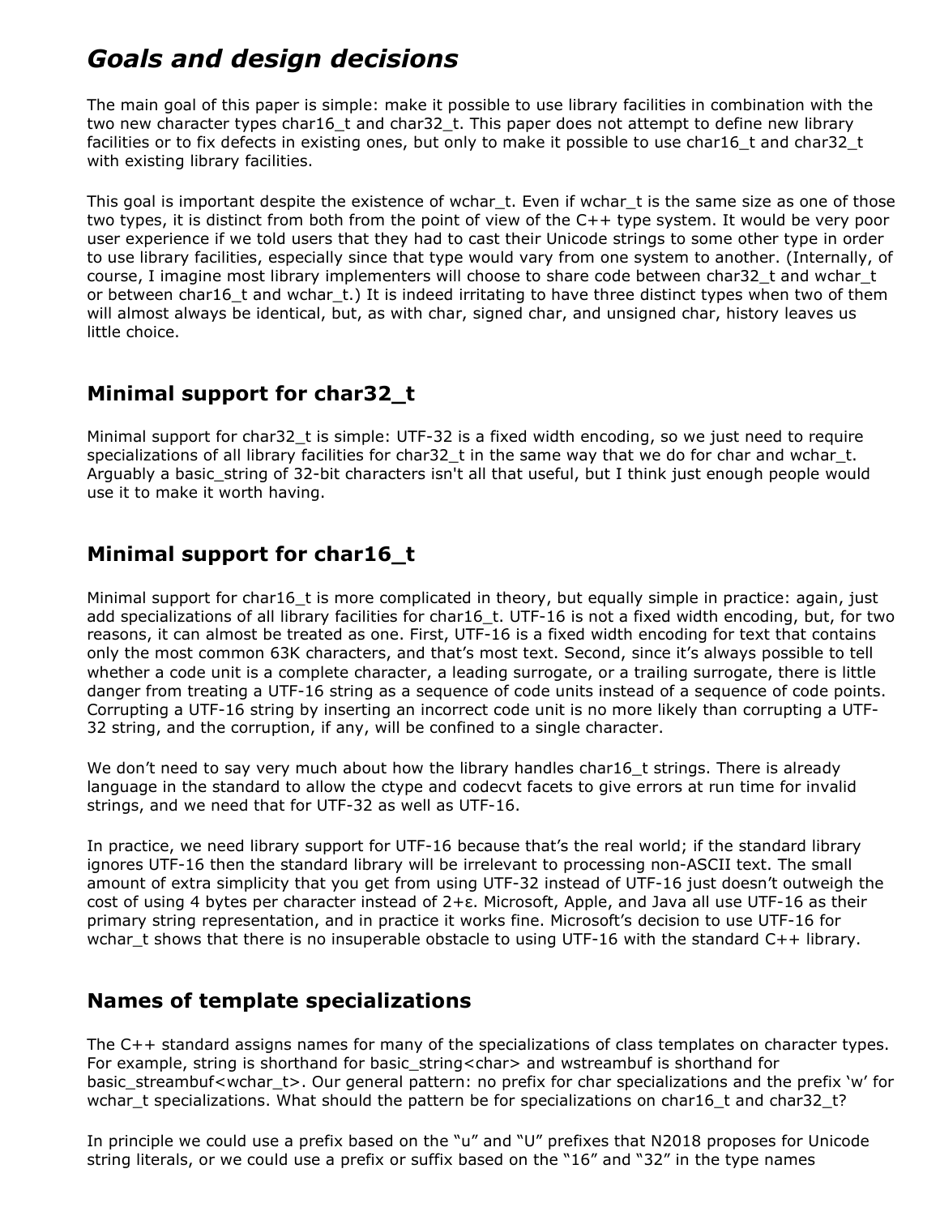# *Goals and design decisions*

The main goal of this paper is simple: make it possible to use library facilities in combination with the two new character types char16_t and char32_t. This paper does not attempt to define new library facilities or to fix defects in existing ones, but only to make it possible to use char16_t and char32_t with existing library facilities.

This goal is important despite the existence of wchar_t. Even if wchar_t is the same size as one of those two types, it is distinct from both from the point of view of the C++ type system. It would be very poor user experience if we told users that they had to cast their Unicode strings to some other type in order to use library facilities, especially since that type would vary from one system to another. (Internally, of course, I imagine most library implementers will choose to share code between char32_t and wchar_t or between char16_t and wchar_t.) It is indeed irritating to have three distinct types when two of them will almost always be identical, but, as with char, signed char, and unsigned char, history leaves us little choice.

## Minimal support for char32_t

Minimal support for char32_t is simple: UTF-32 is a fixed width encoding, so we just need to require specializations of all library facilities for char32_t in the same way that we do for char and wchar_t. Arguably a basic_string of 32-bit characters isn't all that useful, but I think just enough people would use it to make it worth having.

## Minimal support for char16_t

Minimal support for char16_t is more complicated in theory, but equally simple in practice: again, just add specializations of all library facilities for char16_t. UTF-16 is not a fixed width encoding, but, for two reasons, it can almost be treated as one. First, UTF-16 is a fixed width encoding for text that contains only the most common 63K characters, and that's most text. Second, since it's always possible to tell whether a code unit is a complete character, a leading surrogate, or a trailing surrogate, there is little danger from treating a UTF-16 string as a sequence of code units instead of a sequence of code points. Corrupting a UTF-16 string by inserting an incorrect code unit is no more likely than corrupting a UTF-32 string, and the corruption, if any, will be confined to a single character.

We don't need to say very much about how the library handles char16_t strings. There is already language in the standard to allow the ctype and codecvt facets to give errors at run time for invalid strings, and we need that for UTF-32 as well as UTF-16.

In practice, we need library support for UTF-16 because that's the real world; if the standard library ignores UTF-16 then the standard library will be irrelevant to processing non-ASCII text. The small amount of extra simplicity that you get from using UTF-32 instead of UTF-16 just doesn't outweigh the cost of using 4 bytes per character instead of 2+ε. Microsoft, Apple, and Java all use UTF-16 as their primary string representation, and in practice it works fine. Microsoft's decision to use UTF-16 for wchar_t shows that there is no insuperable obstacle to using UTF-16 with the standard C++ library.

## Names of template specializations

The C++ standard assigns names for many of the specializations of class templates on character types. For example, string is shorthand for basic_string<char> and wstreambuf is shorthand for basic_streambuf<wchar_t>. Our general pattern: no prefix for char specializations and the prefix 'w' for wchar_t specializations. What should the pattern be for specializations on char16_t and char32_t?

In principle we could use a prefix based on the "u" and "U" prefixes that N2018 proposes for Unicode string literals, or we could use a prefix or suffix based on the "16" and "32" in the type names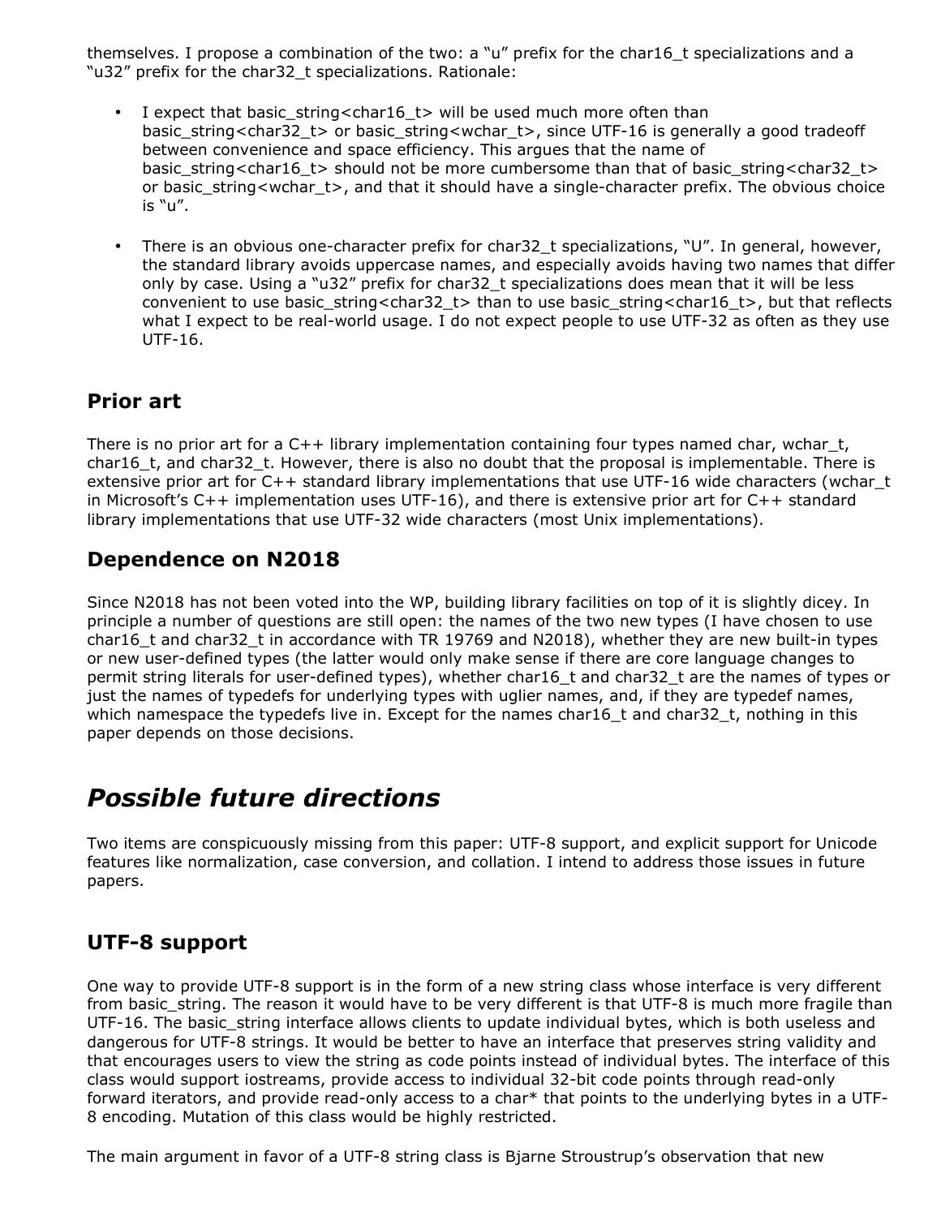themselves. I propose a combination of the two: a “u” prefix for the char16_t specializations and a “u32” prefix for the char32_t specializations. Rationale:

- I expect that basic_string<char16_t> will be used much more often than basic_string<char32_t> or basic_string<wchar_t>, since UTF-16 is generally a good tradeoff between convenience and space efficiency. This argues that the name of basic_string<char16_t> should not be more cumbersome than that of basic_string<char32_t> or basic_string<wchar_t>, and that it should have a single-character prefix. The obvious choice is “u”.

- There is an obvious one-character prefix for char32_t specializations, “U”. In general, however, the standard library avoids uppercase names, and especially avoids having two names that differ only by case. Using a “u32” prefix for char32_t specializations does mean that it will be less convenient to use basic_string<char32_t> than to use basic_string<char16_t>, but that reflects what I expect to be real-world usage. I do not expect people to use UTF-32 as often as they use UTF-16.

## Prior art

There is no prior art for a C++ library implementation containing four types named char, wchar_t, char16_t, and char32_t. However, there is also no doubt that the proposal is implementable. There is extensive prior art for C++ standard library implementations that use UTF-16 wide characters (wchar_t in Microsoft’s C++ implementation uses UTF-16), and there is extensive prior art for C++ standard library implementations that use UTF-32 wide characters (most Unix implementations).

## Dependence on N2018

Since N2018 has not been voted into the WP, building library facilities on top of it is slightly dicey. In principle a number of questions are still open: the names of the two new types (I have chosen to use char16_t and char32_t in accordance with TR 19769 and N2018), whether they are new built-in types or new user-defined types (the latter would only make sense if there are core language changes to permit string literals for user-defined types), whether char16_t and char32_t are the names of types or just the names of typedefs for underlying types with uglier names, and, if they are typedef names, which namespace the typedefs live in. Except for the names char16_t and char32_t, nothing in this paper depends on those decisions.

# *Possible future directions*

Two items are conspicuously missing from this paper: UTF-8 support, and explicit support for Unicode features like normalization, case conversion, and collation. I intend to address those issues in future papers.

## UTF-8 support

One way to provide UTF-8 support is in the form of a new string class whose interface is very different from basic_string. The reason it would have to be very different is that UTF-8 is much more fragile than UTF-16. The basic_string interface allows clients to update individual bytes, which is both useless and dangerous for UTF-8 strings. It would be better to have an interface that preserves string validity and that encourages users to view the string as code points instead of individual bytes. The interface of this class would support iostreams, provide access to individual 32-bit code points through read-only forward iterators, and provide read-only access to a char* that points to the underlying bytes in a UTF-8 encoding. Mutation of this class would be highly restricted.

The main argument in favor of a UTF-8 string class is Bjarne Stroustrup’s observation that new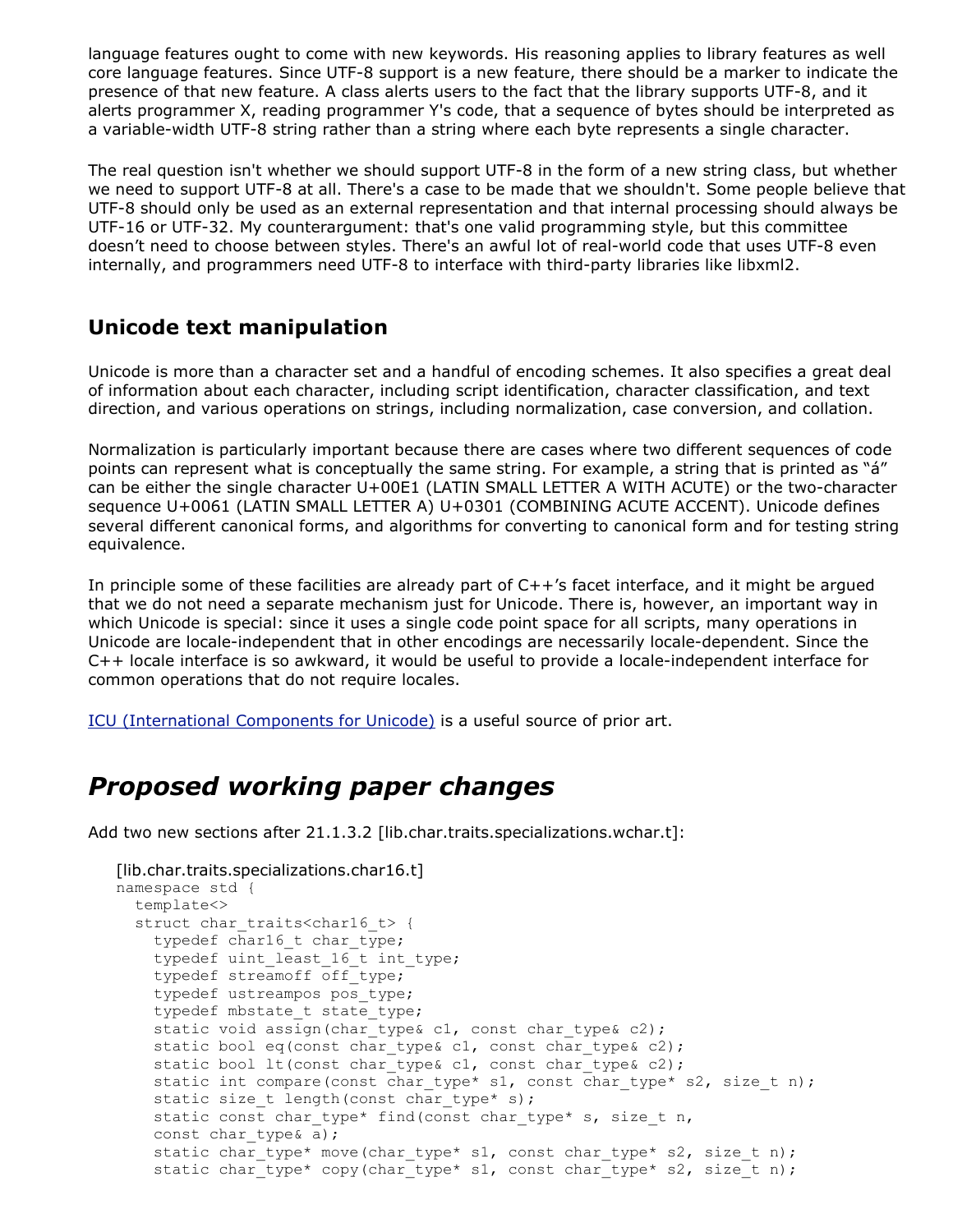language features ought to come with new keywords. His reasoning applies to library features as well core language features. Since UTF-8 support is a new feature, there should be a marker to indicate the presence of that new feature. A class alerts users to the fact that the library supports UTF-8, and it alerts programmer X, reading programmer Y's code, that a sequence of bytes should be interpreted as a variable-width UTF-8 string rather than a string where each byte represents a single character.

The real question isn't whether we should support UTF-8 in the form of a new string class, but whether we need to support UTF-8 at all. There's a case to be made that we shouldn't. Some people believe that UTF-8 should only be used as an external representation and that internal processing should always be UTF-16 or UTF-32. My counterargument: that's one valid programming style, but this committee doesn't need to choose between styles. There's an awful lot of real-world code that uses UTF-8 even internally, and programmers need UTF-8 to interface with third-party libraries like libxml2.

### Unicode text manipulation

Unicode is more than a character set and a handful of encoding schemes. It also specifies a great deal of information about each character, including script identification, character classification, and text direction, and various operations on strings, including normalization, case conversion, and collation.

Normalization is particularly important because there are cases where two different sequences of code points can represent what is conceptually the same string. For example, a string that is printed as "á" can be either the single character U+00E1 (LATIN SMALL LETTER A WITH ACUTE) or the two-character sequence U+0061 (LATIN SMALL LETTER A) U+0301 (COMBINING ACUTE ACCENT). Unicode defines several different canonical forms, and algorithms for converting to canonical form and for testing string equivalence.

In principle some of these facilities are already part of C++'s facet interface, and it might be argued that we do not need a separate mechanism just for Unicode. There is, however, an important way in which Unicode is special: since it uses a single code point space for all scripts, many operations in Unicode are locale-independent that in other encodings are necessarily locale-dependent. Since the C++ locale interface is so awkward, it would be useful to provide a locale-independent interface for common operations that do not require locales.

ICU (International Components for Unicode) is a useful source of prior art.

## *Proposed working paper changes*

Add two new sections after 21.1.3.2 [lib.char.traits.specializations.wchar.t]:

[lib.char.traits.specializations.char16.t]

```
namespace std {
  template<>
  struct char_traits<char16_t> {
    typedef char16_t char_type;
    typedef uint_least_16_t int_type;
    typedef streamoff off_type;
    typedef ustreampos pos_type;
    typedef mbstate_t state_type;
    static void assign(char_type& c1, const char_type& c2);
    static bool eq(const char_type& c1, const char_type& c2);
    static bool lt(const char_type& c1, const char_type& c2);
    static int compare(const char_type* s1, const char_type* s2, size_t n);
    static size_t length(const char_type* s);
    static const char_type* find(const char_type* s, size_t n,
    const char_type& a);
    static char_type* move(char_type* s1, const char_type* s2, size_t n);
    static char_type* copy(char_type* s1, const char_type* s2, size_t n);
```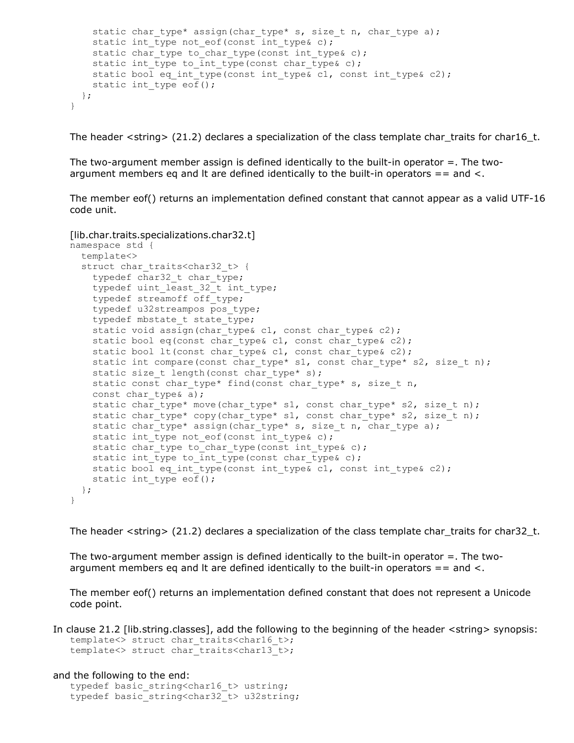```
    static char_type* assign(char_type* s, size_t n, char_type a);
    static int_type not_eof(const int_type& c);
    static char_type to_char_type(const int_type& c);
    static int_type to_int_type(const char_type& c);
    static bool eq_int_type(const int_type& c1, const int_type& c2);
    static int_type eof();
  };
}
```

The header <string> (21.2) declares a specialization of the class template char_traits for char16_t.

The two-argument member assign is defined identically to the built-in operator =. The two-argument members eq and lt are defined identically to the built-in operators == and <.

The member eof() returns an implementation defined constant that cannot appear as a valid UTF-16 code unit.

[lib.char.traits.specializations.char32.t]

```
namespace std {
  template<>
  struct char_traits<char32_t> {
    typedef char32_t char_type;
    typedef uint_least_32_t int_type;
    typedef streamoff off_type;
    typedef u32streampos pos_type;
    typedef mbstate_t state_type;
    static void assign(char_type& c1, const char_type& c2);
    static bool eq(const char_type& c1, const char_type& c2);
    static bool lt(const char_type& c1, const char_type& c2);
    static int compare(const char_type* s1, const char_type* s2, size_t n);
    static size_t length(const char_type* s);
    static const char_type* find(const char_type* s, size_t n,
    const char_type& a);
    static char_type* move(char_type* s1, const char_type* s2, size_t n);
    static char_type* copy(char_type* s1, const char_type* s2, size_t n);
    static char_type* assign(char_type* s, size_t n, char_type a);
    static int_type not_eof(const int_type& c);
    static char_type to_char_type(const int_type& c);
    static int_type to_int_type(const char_type& c);
    static bool eq_int_type(const int_type& c1, const int_type& c2);
    static int_type eof();
  };
}
```

The header <string> (21.2) declares a specialization of the class template char_traits for char32_t.

The two-argument member assign is defined identically to the built-in operator =. The two-argument members eq and lt are defined identically to the built-in operators == and <.

The member eof() returns an implementation defined constant that does not represent a Unicode code point.

In clause 21.2 [lib.string.classes], add the following to the beginning of the header <string> synopsis:

```
template<> struct char_traits<char16_t>;
template<> struct char_traits<char13_t>;
```

and the following to the end:

```
typedef basic_string<char16_t> ustring;
typedef basic_string<char32_t> u32string;
```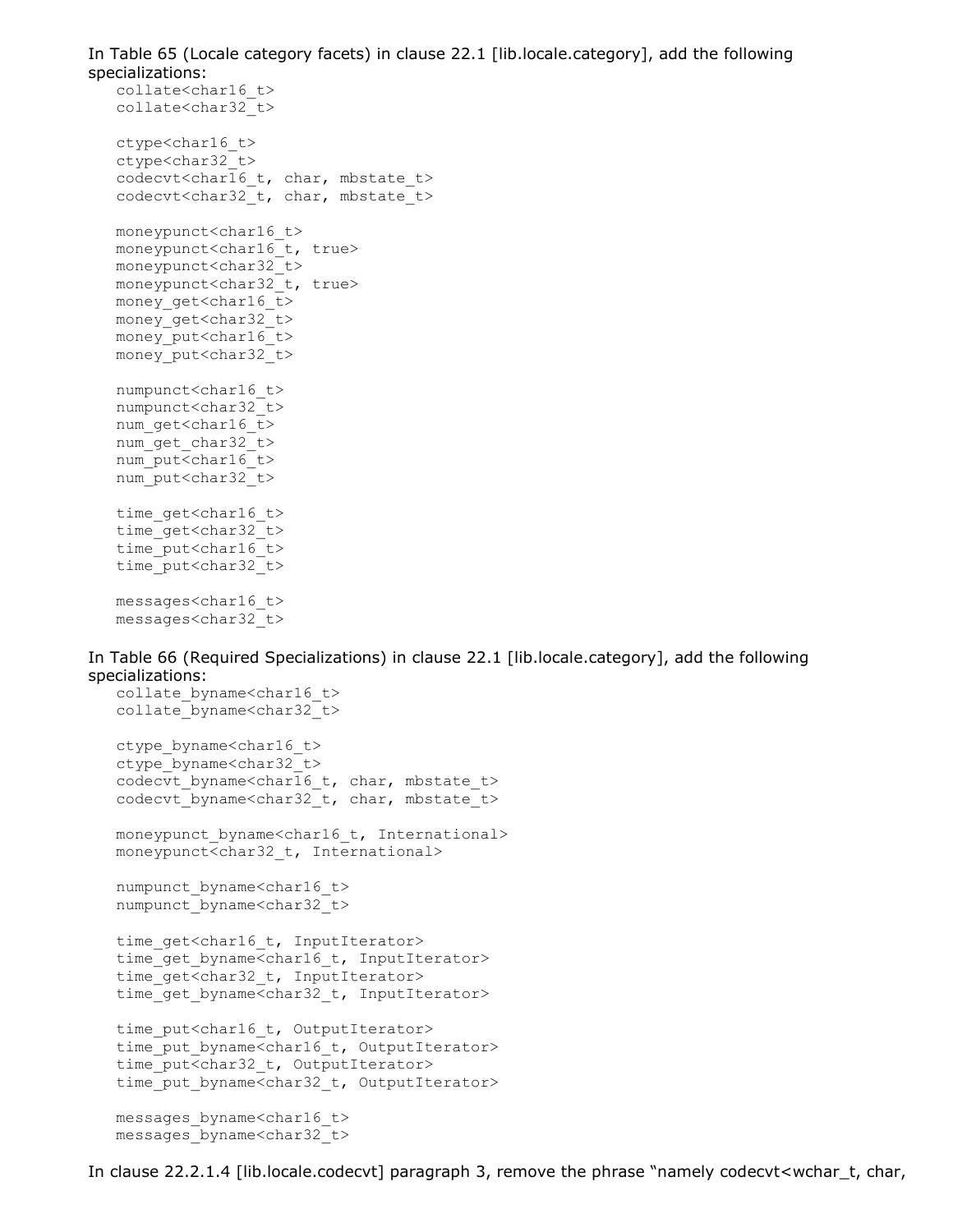In Table 65 (Locale category facets) in clause 22.1 [lib.locale.category], add the following specializations:

```
collate<char16_t>
collate<char32_t>

ctype<char16_t>
ctype<char32_t>
codecvt<char16_t, char, mbstate_t>
codecvt<char32_t, char, mbstate_t>

moneypunct<char16_t>
moneypunct<char16_t, true>
moneypunct<char32_t>
moneypunct<char32_t, true>
money_get<char16_t>
money_get<char32_t>
money_put<char16_t>
money_put<char32_t>

numpunct<char16_t>
numpunct<char32_t>
num_get<char16_t>
num_get_char32_t>
num_put<char16_t>
num_put<char32_t>

time_get<char16_t>
time_get<char32_t>
time_put<char16_t>
time_put<char32_t>

messages<char16_t>
messages<char32_t>
```

In Table 66 (Required Specializations) in clause 22.1 [lib.locale.category], add the following specializations:

```
collate_byname<char16_t>
collate_byname<char32_t>

ctype_byname<char16_t>
ctype_byname<char32_t>
codecvt_byname<char16_t, char, mbstate_t>
codecvt_byname<char32_t, char, mbstate_t>

moneypunct_byname<char16_t, International>
moneypunct<char32_t, International>

numpunct_byname<char16_t>
numpunct_byname<char32_t>

time_get<char16_t, InputIterator>
time_get_byname<char16_t, InputIterator>
time_get<char32_t, InputIterator>
time_get_byname<char32_t, InputIterator>

time_put<char16_t, OutputIterator>
time_put_byname<char16_t, OutputIterator>
time_put<char32_t, OutputIterator>
time_put_byname<char32_t, OutputIterator>

messages_byname<char16_t>
messages_byname<char32_t>
```

In clause 22.2.1.4 [lib.locale.codecvt] paragraph 3, remove the phrase "namely codecvt<wchar_t, char,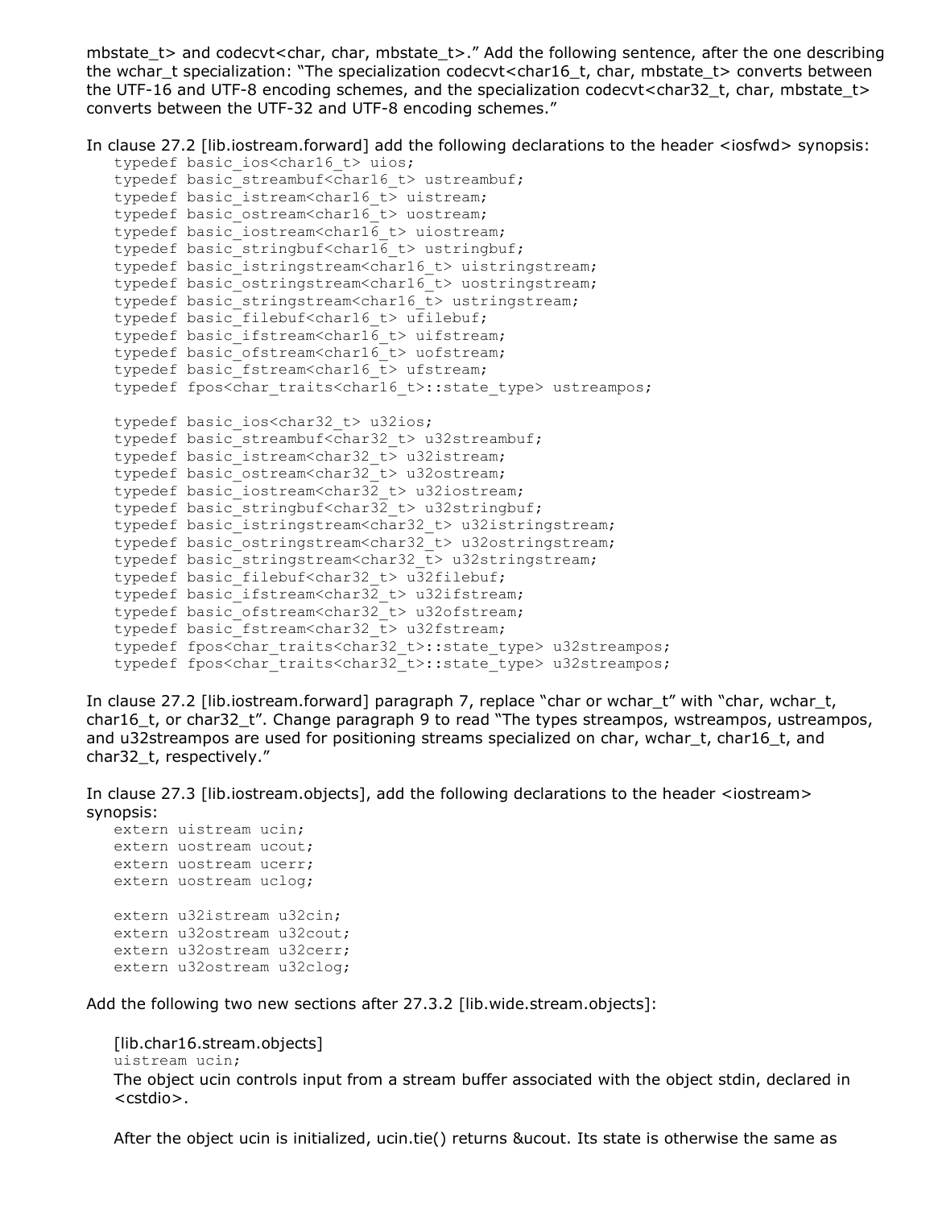mbstate_t> and codecvt<char, char, mbstate_t>." Add the following sentence, after the one describing the wchar_t specialization: "The specialization codecvt<char16_t, char, mbstate_t> converts between the UTF-16 and UTF-8 encoding schemes, and the specialization codecvt<char32_t, char, mbstate_t> converts between the UTF-32 and UTF-8 encoding schemes."

In clause 27.2 [lib.iostream.forward] add the following declarations to the header <iosfwd> synopsis:

```
typedef basic_ios<char16_t> uios;
typedef basic_streambuf<char16_t> ustreambuf;
typedef basic_istream<char16_t> uistream;
typedef basic_ostream<char16_t> uostream;
typedef basic_iostream<char16_t> uiostream;
typedef basic_stringbuf<char16_t> ustringbuf;
typedef basic_istringstream<char16_t> uistringstream;
typedef basic_ostringstream<char16_t> uostringstream;
typedef basic_stringstream<char16_t> ustringstream;
typedef basic_filebuf<char16_t> ufilebuf;
typedef basic_ifstream<char16_t> uifstream;
typedef basic_ofstream<char16_t> uofstream;
typedef basic_fstream<char16_t> ufstream;
typedef fpos<char_traits<char16_t>::state_type> ustreampos;

typedef basic_ios<char32_t> u32ios;
typedef basic_streambuf<char32_t> u32streambuf;
typedef basic_istream<char32_t> u32istream;
typedef basic_ostream<char32_t> u32ostream;
typedef basic_iostream<char32_t> u32iostream;
typedef basic_stringbuf<char32_t> u32stringbuf;
typedef basic_istringstream<char32_t> u32istringstream;
typedef basic_ostringstream<char32_t> u32ostringstream;
typedef basic_stringstream<char32_t> u32stringstream;
typedef basic_filebuf<char32_t> u32filebuf;
typedef basic_ifstream<char32_t> u32ifstream;
typedef basic_ofstream<char32_t> u32ofstream;
typedef basic_fstream<char32_t> u32fstream;
typedef fpos<char_traits<char32_t>::state_type> u32streampos;
typedef fpos<char_traits<char32_t>::state_type> u32streampos;
```

In clause 27.2 [lib.iostream.forward] paragraph 7, replace "char or wchar_t" with "char, wchar_t, char16_t, or char32_t". Change paragraph 9 to read "The types streampos, wstreampos, ustreampos, and u32streampos are used for positioning streams specialized on char, wchar_t, char16_t, and char32_t, respectively."

In clause 27.3 [lib.iostream.objects], add the following declarations to the header <iostream> synopsis:

```
extern uistream ucin;
extern uostream ucout;
extern uostream ucerr;
extern uostream uclog;

extern u32istream u32cin;
extern u32ostream u32cout;
extern u32ostream u32cerr;
extern u32ostream u32clog;
```

Add the following two new sections after 27.3.2 [lib.wide.stream.objects]:

[lib.char16.stream.objects]

```
uistream ucin;
```

The object ucin controls input from a stream buffer associated with the object stdin, declared in <cstdio>.

After the object ucin is initialized, ucin.tie() returns &ucout. Its state is otherwise the same as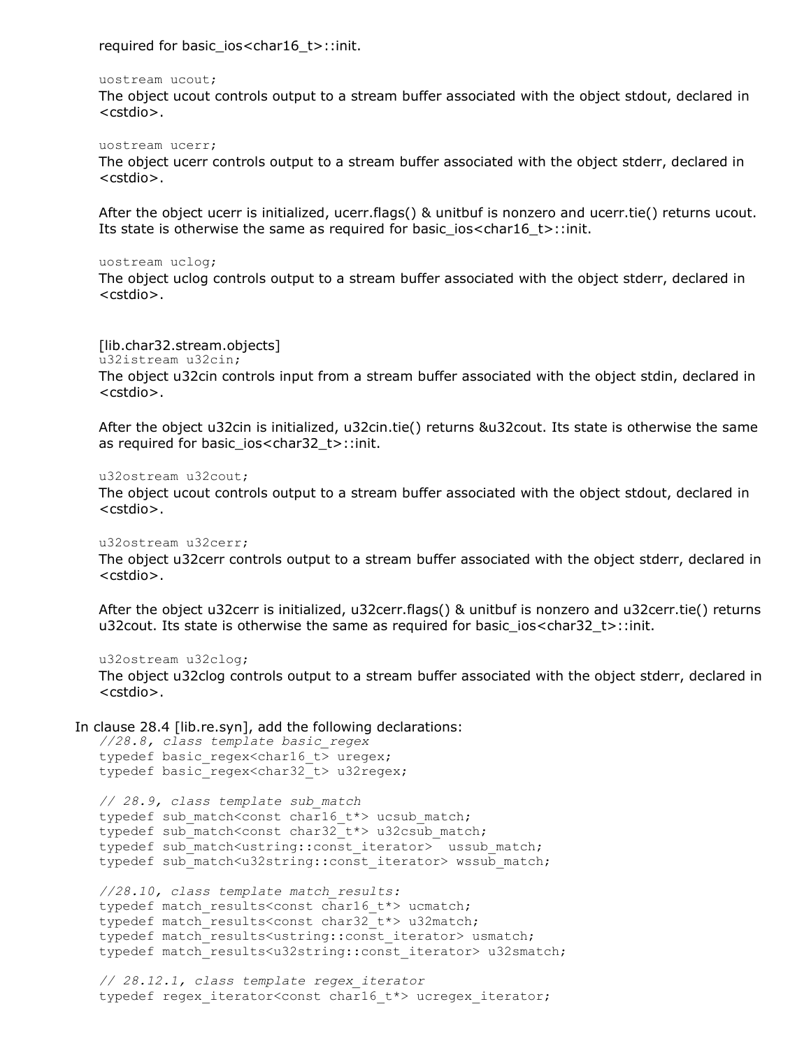required for basic_ios<char16_t>::init.

```
uostream ucout;
```

The object ucout controls output to a stream buffer associated with the object stdout, declared in <cstdio>.

```
uostream ucerr;
```

The object ucerr controls output to a stream buffer associated with the object stderr, declared in <cstdio>.

After the object ucerr is initialized, ucerr.flags() & unitbuf is nonzero and ucerr.tie() returns ucout. Its state is otherwise the same as required for basic_ios<char16_t>::init.

```
uostream uclog;
```

The object uclog controls output to a stream buffer associated with the object stderr, declared in <cstdio>.

[lib.char32.stream.objects]

```
u32istream u32cin;
```

The object u32cin controls input from a stream buffer associated with the object stdin, declared in <cstdio>.

After the object u32cin is initialized, u32cin.tie() returns &u32cout. Its state is otherwise the same as required for basic_ios<char32_t>::init.

```
u32ostream u32cout;
```

The object ucout controls output to a stream buffer associated with the object stdout, declared in <cstdio>.

```
u32ostream u32cerr;
```

The object u32cerr controls output to a stream buffer associated with the object stderr, declared in <cstdio>.

After the object u32cerr is initialized, u32cerr.flags() & unitbuf is nonzero and u32cerr.tie() returns u32cout. Its state is otherwise the same as required for basic_ios<char32_t>::init.

```
u32ostream u32clog;
```

The object u32clog controls output to a stream buffer associated with the object stderr, declared in <cstdio>.

In clause 28.4 [lib.re.syn], add the following declarations:

```
//28.8, class template basic_regex
typedef basic_regex<char16_t> uregex;
typedef basic_regex<char32_t> u32regex;

// 28.9, class template sub_match
typedef sub_match<const char16_t*> ucsub_match;
typedef sub_match<const char32_t*> u32csub_match;
typedef sub_match<ustring::const_iterator>  ussub_match;
typedef sub_match<u32string::const_iterator> wssub_match;

//28.10, class template match_results:
typedef match_results<const char16_t*> ucmatch;
typedef match_results<const char32_t*> u32match;
typedef match_results<ustring::const_iterator> usmatch;
typedef match_results<u32string::const_iterator> u32smatch;

// 28.12.1, class template regex_iterator
typedef regex_iterator<const char16_t*> ucregex_iterator;
```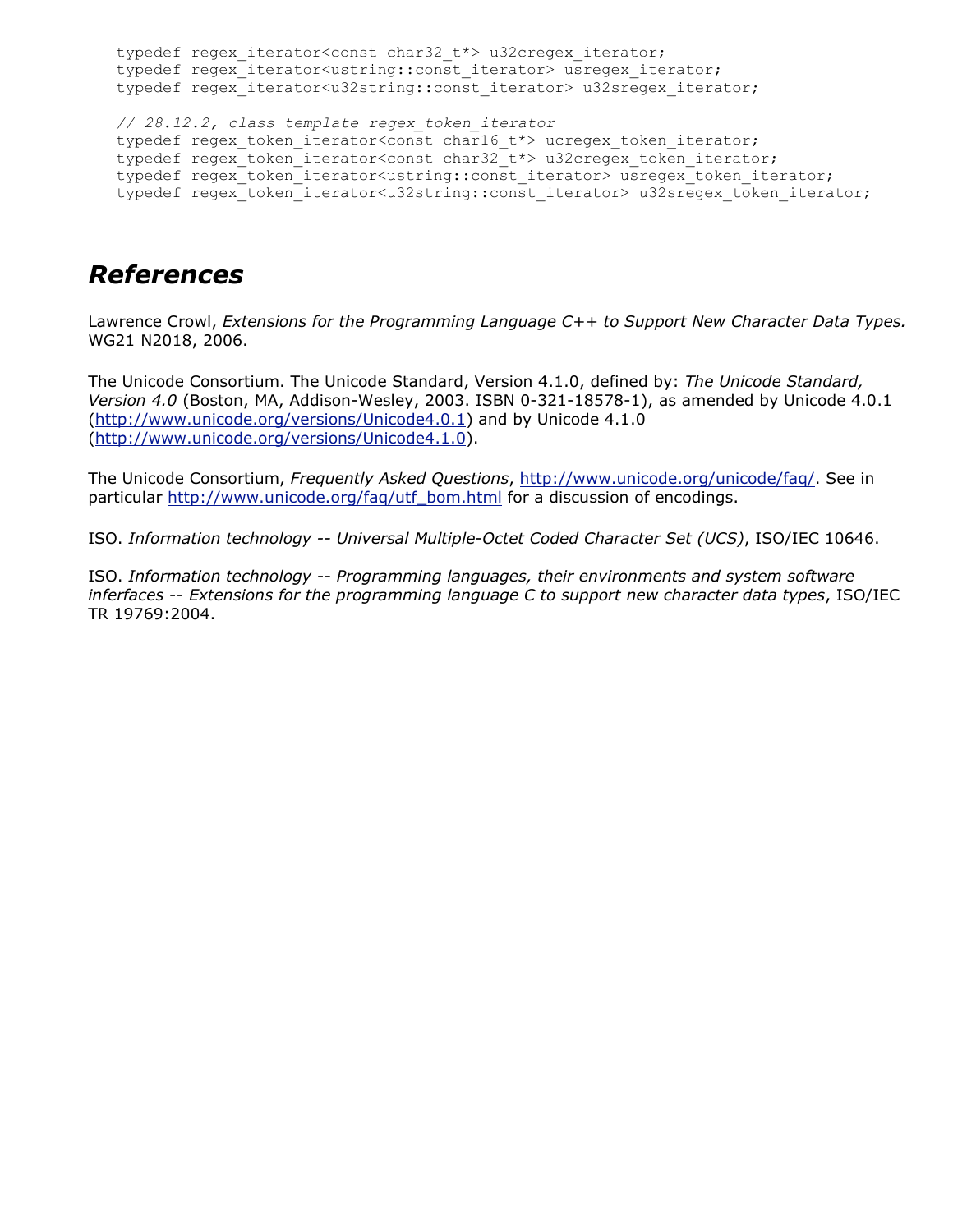```
typedef regex_iterator<const char32_t*> u32cregex_iterator;
typedef regex_iterator<ustring::const_iterator> usregex_iterator;
typedef regex_iterator<u32string::const_iterator> u32sregex_iterator;

// 28.12.2, class template regex_token_iterator
typedef regex_token_iterator<const char16_t*> ucregex_token_iterator;
typedef regex_token_iterator<const char32_t*> u32cregex_token_iterator;
typedef regex_token_iterator<ustring::const_iterator> usregex_token_iterator;
typedef regex_token_iterator<u32string::const_iterator> u32sregex_token_iterator;
```

## References

Lawrence Crowl, *Extensions for the Programming Language C++ to Support New Character Data Types.* WG21 N2018, 2006.

The Unicode Consortium. The Unicode Standard, Version 4.1.0, defined by: *The Unicode Standard, Version 4.0* (Boston, MA, Addison-Wesley, 2003. ISBN 0-321-18578-1), as amended by Unicode 4.0.1 (http://www.unicode.org/versions/Unicode4.0.1) and by Unicode 4.1.0 (http://www.unicode.org/versions/Unicode4.1.0).

The Unicode Consortium, *Frequently Asked Questions*, http://www.unicode.org/unicode/faq/. See in particular http://www.unicode.org/faq/utf_bom.html for a discussion of encodings.

ISO. *Information technology -- Universal Multiple-Octet Coded Character Set (UCS)*, ISO/IEC 10646.

ISO. *Information technology -- Programming languages, their environments and system software inferfaces -- Extensions for the programming language C to support new character data types*, ISO/IEC TR 19769:2004.